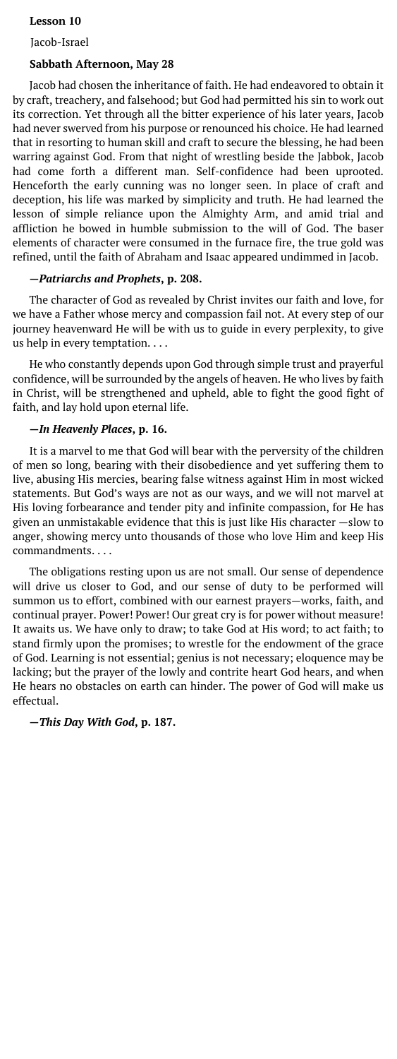**Lesson 10**

Jacob-Israel

**Sabbath Afternoon, May 28**

Jacob had chosen the inheritance of faith. He had endeavored to obtain it by craft, treachery, and falsehood; but God had permitted his sin to work out its correction. Yet through all the bitter experience of his later years, Jacob had never swerved from his purpose or renounced his choice. He had learned that in resorting to human skill and craft to secure the blessing, he had been warring against God. From that night of wrestling beside the Jabbok, Jacob had come forth a different man. Self-confidence had been uprooted. Henceforth the early cunning was no longer seen. In place of craft and deception, his life was marked by simplicity and truth. He had learned the lesson of simple reliance upon the Almighty Arm, and amid trial and affliction he bowed in humble submission to the will of God. The baser elements of character were consumed in the furnace fire, the true gold was refined, until the faith of Abraham and Isaac appeared undimmed in Jacob.

**—*Patriarchs and Prophets*, p. 208.**

The character of God as revealed by Christ invites our faith and love, for we have a Father whose mercy and compassion fail not. At every step of our journey heavenward He will be with us to guide in every perplexity, to give us help in every temptation. . . .

He who constantly depends upon God through simple trust and prayerful confidence, will be surrounded by the angels of heaven. He who lives by faith in Christ, will be strengthened and upheld, able to fight the good fight of faith, and lay hold upon eternal life.

**—*In Heavenly Places*, p. 16.**

It is a marvel to me that God will bear with the perversity of the children of men so long, bearing with their disobedience and yet suffering them to live, abusing His mercies, bearing false witness against Him in most wicked statements. But God's ways are not as our ways, and we will not marvel at His loving forbearance and tender pity and infinite compassion, for He has given an unmistakable evidence that this is just like His character —slow to anger, showing mercy unto thousands of those who love Him and keep His commandments. . . .

The obligations resting upon us are not small. Our sense of dependence will drive us closer to God, and our sense of duty to be performed will summon us to effort, combined with our earnest prayers—works, faith, and continual prayer. Power! Power! Our great cry is for power without measure! It awaits us. We have only to draw; to take God at His word; to act faith; to stand firmly upon the promises; to wrestle for the endowment of the grace of God. Learning is not essential; genius is not necessary; eloquence may be lacking; but the prayer of the lowly and contrite heart God hears, and when He hears no obstacles on earth can hinder. The power of God will make us effectual.

**—*This Day With God*, p. 187.**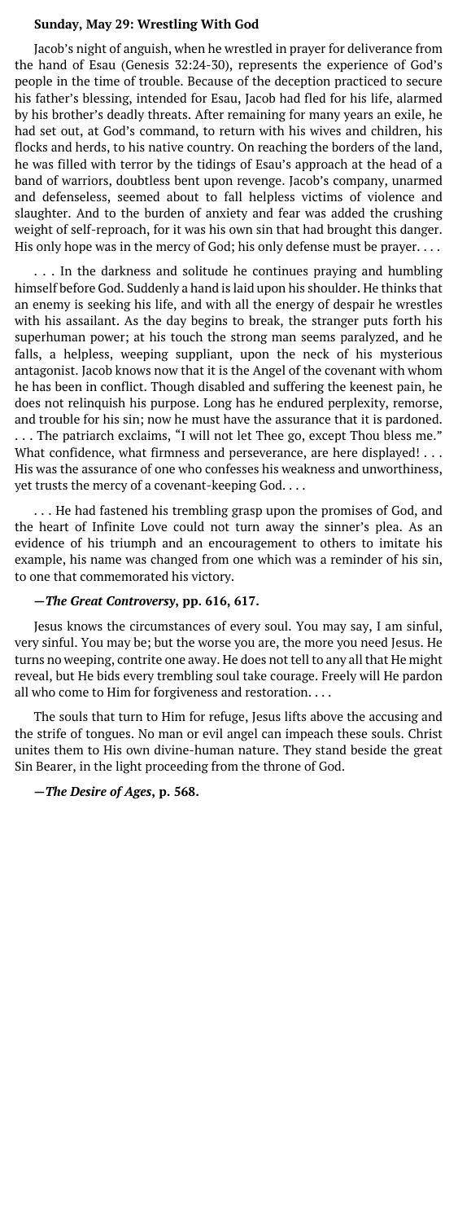**Sunday, May 29: Wrestling With God**

Jacob's night of anguish, when he wrestled in prayer for deliverance from the hand of Esau (Genesis 32:24-30), represents the experience of God's people in the time of trouble. Because of the deception practiced to secure his father's blessing, intended for Esau, Jacob had fled for his life, alarmed by his brother's deadly threats. After remaining for many years an exile, he had set out, at God's command, to return with his wives and children, his flocks and herds, to his native country. On reaching the borders of the land, he was filled with terror by the tidings of Esau's approach at the head of a band of warriors, doubtless bent upon revenge. Jacob's company, unarmed and defenseless, seemed about to fall helpless victims of violence and slaughter. And to the burden of anxiety and fear was added the crushing weight of self-reproach, for it was his own sin that had brought this danger. His only hope was in the mercy of God; his only defense must be prayer. . . .

. . . In the darkness and solitude he continues praying and humbling himself before God. Suddenly a hand is laid upon his shoulder. He thinks that an enemy is seeking his life, and with all the energy of despair he wrestles with his assailant. As the day begins to break, the stranger puts forth his superhuman power; at his touch the strong man seems paralyzed, and he falls, a helpless, weeping suppliant, upon the neck of his mysterious antagonist. Jacob knows now that it is the Angel of the covenant with whom he has been in conflict. Though disabled and suffering the keenest pain, he does not relinquish his purpose. Long has he endured perplexity, remorse, and trouble for his sin; now he must have the assurance that it is pardoned. . . . The patriarch exclaims, "I will not let Thee go, except Thou bless me." What confidence, what firmness and perseverance, are here displayed! . . . His was the assurance of one who confesses his weakness and unworthiness, yet trusts the mercy of a covenant-keeping God. . . .

. . . He had fastened his trembling grasp upon the promises of God, and the heart of Infinite Love could not turn away the sinner's plea. As an evidence of his triumph and an encouragement to others to imitate his example, his name was changed from one which was a reminder of his sin, to one that commemorated his victory.

**—*The Great Controversy*, pp. 616, 617.**

Jesus knows the circumstances of every soul. You may say, I am sinful, very sinful. You may be; but the worse you are, the more you need Jesus. He turns no weeping, contrite one away. He does not tell to any all that He might reveal, but He bids every trembling soul take courage. Freely will He pardon all who come to Him for forgiveness and restoration. . . .

The souls that turn to Him for refuge, Jesus lifts above the accusing and the strife of tongues. No man or evil angel can impeach these souls. Christ unites them to His own divine-human nature. They stand beside the great Sin Bearer, in the light proceeding from the throne of God.

**—*The Desire of Ages*, p. 568.**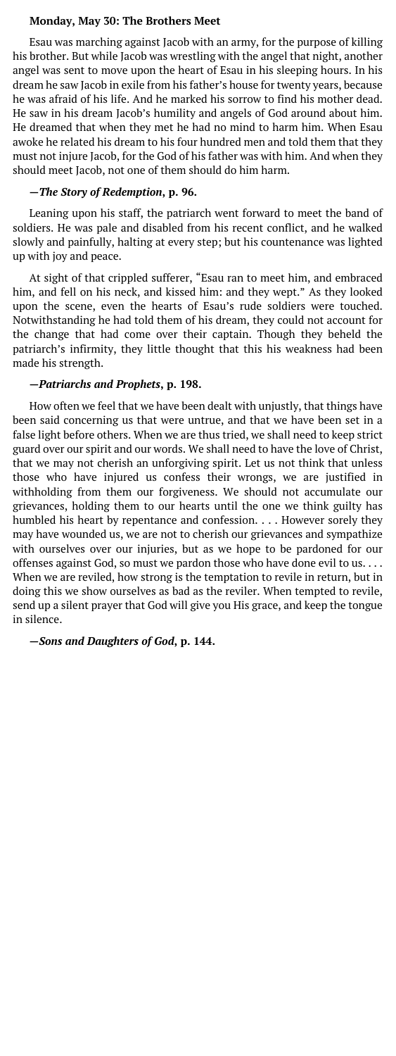**Monday, May 30: The Brothers Meet**

Esau was marching against Jacob with an army, for the purpose of killing his brother. But while Jacob was wrestling with the angel that night, another angel was sent to move upon the heart of Esau in his sleeping hours. In his dream he saw Jacob in exile from his father's house for twenty years, because he was afraid of his life. And he marked his sorrow to find his mother dead. He saw in his dream Jacob's humility and angels of God around about him. He dreamed that when they met he had no mind to harm him. When Esau awoke he related his dream to his four hundred men and told them that they must not injure Jacob, for the God of his father was with him. And when they should meet Jacob, not one of them should do him harm.

**—*The Story of Redemption*, p. 96.**

Leaning upon his staff, the patriarch went forward to meet the band of soldiers. He was pale and disabled from his recent conflict, and he walked slowly and painfully, halting at every step; but his countenance was lighted up with joy and peace.

At sight of that crippled sufferer, "Esau ran to meet him, and embraced him, and fell on his neck, and kissed him: and they wept." As they looked upon the scene, even the hearts of Esau's rude soldiers were touched. Notwithstanding he had told them of his dream, they could not account for the change that had come over their captain. Though they beheld the patriarch's infirmity, they little thought that this his weakness had been made his strength.

**—*Patriarchs and Prophets*, p. 198.**

How often we feel that we have been dealt with unjustly, that things have been said concerning us that were untrue, and that we have been set in a false light before others. When we are thus tried, we shall need to keep strict guard over our spirit and our words. We shall need to have the love of Christ, that we may not cherish an unforgiving spirit. Let us not think that unless those who have injured us confess their wrongs, we are justified in withholding from them our forgiveness. We should not accumulate our grievances, holding them to our hearts until the one we think guilty has humbled his heart by repentance and confession. . . . However sorely they may have wounded us, we are not to cherish our grievances and sympathize with ourselves over our injuries, but as we hope to be pardoned for our offenses against God, so must we pardon those who have done evil to us. . . . When we are reviled, how strong is the temptation to revile in return, but in doing this we show ourselves as bad as the reviler. When tempted to revile, send up a silent prayer that God will give you His grace, and keep the tongue in silence.

**—*Sons and Daughters of God*, p. 144.**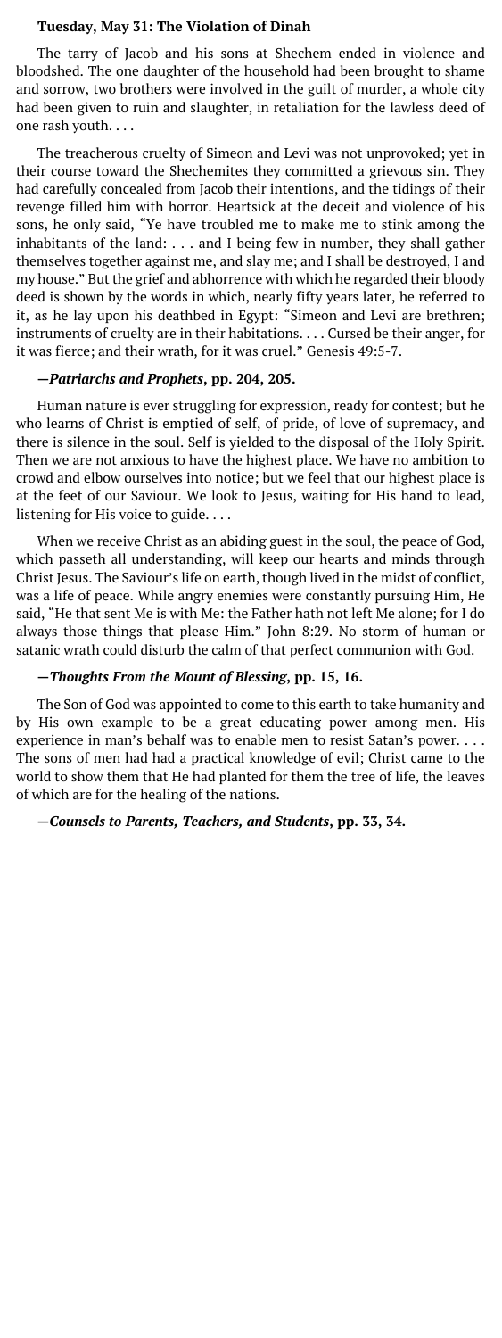**Tuesday, May 31: The Violation of Dinah**

The tarry of Jacob and his sons at Shechem ended in violence and bloodshed. The one daughter of the household had been brought to shame and sorrow, two brothers were involved in the guilt of murder, a whole city had been given to ruin and slaughter, in retaliation for the lawless deed of one rash youth. . . .

The treacherous cruelty of Simeon and Levi was not unprovoked; yet in their course toward the Shechemites they committed a grievous sin. They had carefully concealed from Jacob their intentions, and the tidings of their revenge filled him with horror. Heartsick at the deceit and violence of his sons, he only said, "Ye have troubled me to make me to stink among the inhabitants of the land: . . . and I being few in number, they shall gather themselves together against me, and slay me; and I shall be destroyed, I and my house." But the grief and abhorrence with which he regarded their bloody deed is shown by the words in which, nearly fifty years later, he referred to it, as he lay upon his deathbed in Egypt: "Simeon and Levi are brethren; instruments of cruelty are in their habitations. . . . Cursed be their anger, for it was fierce; and their wrath, for it was cruel." Genesis 49:5-7.

**—*Patriarchs and Prophets*, pp. 204, 205.**

Human nature is ever struggling for expression, ready for contest; but he who learns of Christ is emptied of self, of pride, of love of supremacy, and there is silence in the soul. Self is yielded to the disposal of the Holy Spirit. Then we are not anxious to have the highest place. We have no ambition to crowd and elbow ourselves into notice; but we feel that our highest place is at the feet of our Saviour. We look to Jesus, waiting for His hand to lead, listening for His voice to guide. . . .

When we receive Christ as an abiding guest in the soul, the peace of God, which passeth all understanding, will keep our hearts and minds through Christ Jesus. The Saviour's life on earth, though lived in the midst of conflict, was a life of peace. While angry enemies were constantly pursuing Him, He said, "He that sent Me is with Me: the Father hath not left Me alone; for I do always those things that please Him." John 8:29. No storm of human or satanic wrath could disturb the calm of that perfect communion with God.

**—*Thoughts From the Mount of Blessing*, pp. 15, 16.**

The Son of God was appointed to come to this earth to take humanity and by His own example to be a great educating power among men. His experience in man's behalf was to enable men to resist Satan's power. . . . The sons of men had had a practical knowledge of evil; Christ came to the world to show them that He had planted for them the tree of life, the leaves of which are for the healing of the nations.

**—*Counsels to Parents, Teachers, and Students*, pp. 33, 34.**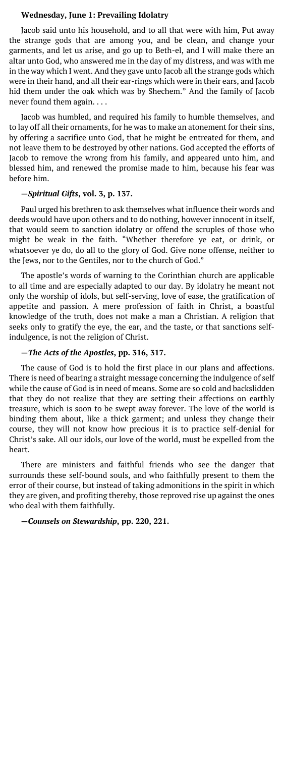**Wednesday, June 1: Prevailing Idolatry**

Jacob said unto his household, and to all that were with him, Put away the strange gods that are among you, and be clean, and change your garments, and let us arise, and go up to Beth-el, and I will make there an altar unto God, who answered me in the day of my distress, and was with me in the way which I went. And they gave unto Jacob all the strange gods which were in their hand, and all their ear-rings which were in their ears, and Jacob hid them under the oak which was by Shechem." And the family of Jacob never found them again. . . .

Jacob was humbled, and required his family to humble themselves, and to lay off all their ornaments, for he was to make an atonement for their sins, by offering a sacrifice unto God, that he might be entreated for them, and not leave them to be destroyed by other nations. God accepted the efforts of Jacob to remove the wrong from his family, and appeared unto him, and blessed him, and renewed the promise made to him, because his fear was before him.

**—*Spiritual Gifts*, vol. 3, p. 137.**

Paul urged his brethren to ask themselves what influence their words and deeds would have upon others and to do nothing, however innocent in itself, that would seem to sanction idolatry or offend the scruples of those who might be weak in the faith. "Whether therefore ye eat, or drink, or whatsoever ye do, do all to the glory of God. Give none offense, neither to the Jews, nor to the Gentiles, nor to the church of God."

The apostle's words of warning to the Corinthian church are applicable to all time and are especially adapted to our day. By idolatry he meant not only the worship of idols, but self-serving, love of ease, the gratification of appetite and passion. A mere profession of faith in Christ, a boastful knowledge of the truth, does not make a man a Christian. A religion that seeks only to gratify the eye, the ear, and the taste, or that sanctions self-indulgence, is not the religion of Christ.

**—*The Acts of the Apostles*, pp. 316, 317.**

The cause of God is to hold the first place in our plans and affections. There is need of bearing a straight message concerning the indulgence of self while the cause of God is in need of means. Some are so cold and backslidden that they do not realize that they are setting their affections on earthly treasure, which is soon to be swept away forever. The love of the world is binding them about, like a thick garment; and unless they change their course, they will not know how precious it is to practice self-denial for Christ's sake. All our idols, our love of the world, must be expelled from the heart.

There are ministers and faithful friends who see the danger that surrounds these self-bound souls, and who faithfully present to them the error of their course, but instead of taking admonitions in the spirit in which they are given, and profiting thereby, those reproved rise up against the ones who deal with them faithfully.

**—*Counsels on Stewardship*, pp. 220, 221.**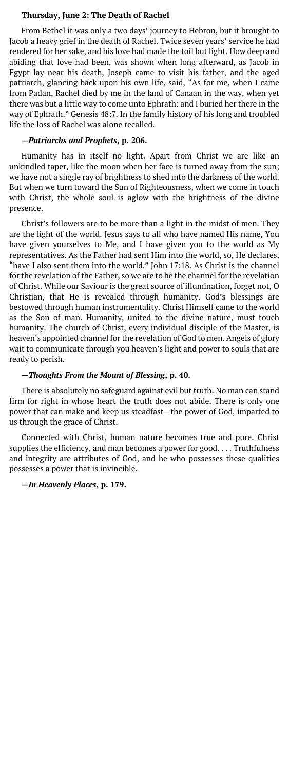### Thursday, June 2: The Death of Rachel

From Bethel it was only a two days' journey to Hebron, but it brought to Jacob a heavy grief in the death of Rachel. Twice seven years' service he had rendered for her sake, and his love had made the toil but light. How deep and abiding that love had been, was shown when long afterward, as Jacob in Egypt lay near his death, Joseph came to visit his father, and the aged patriarch, glancing back upon his own life, said, "As for me, when I came from Padan, Rachel died by me in the land of Canaan in the way, when yet there was but a little way to come unto Ephrath: and I buried her there in the way of Ephrath." Genesis 48:7. In the family history of his long and troubled life the loss of Rachel was alone recalled.

**—*Patriarchs and Prophets*, p. 206.**

Humanity has in itself no light. Apart from Christ we are like an unkindled taper, like the moon when her face is turned away from the sun; we have not a single ray of brightness to shed into the darkness of the world. But when we turn toward the Sun of Righteousness, when we come in touch with Christ, the whole soul is aglow with the brightness of the divine presence.

Christ's followers are to be more than a light in the midst of men. They are the light of the world. Jesus says to all who have named His name, You have given yourselves to Me, and I have given you to the world as My representatives. As the Father had sent Him into the world, so, He declares, "have I also sent them into the world." John 17:18. As Christ is the channel for the revelation of the Father, so we are to be the channel for the revelation of Christ. While our Saviour is the great source of illumination, forget not, O Christian, that He is revealed through humanity. God's blessings are bestowed through human instrumentality. Christ Himself came to the world as the Son of man. Humanity, united to the divine nature, must touch humanity. The church of Christ, every individual disciple of the Master, is heaven's appointed channel for the revelation of God to men. Angels of glory wait to communicate through you heaven's light and power to souls that are ready to perish.

**—*Thoughts From the Mount of Blessing*, p. 40.**

There is absolutely no safeguard against evil but truth. No man can stand firm for right in whose heart the truth does not abide. There is only one power that can make and keep us steadfast—the power of God, imparted to us through the grace of Christ.

Connected with Christ, human nature becomes true and pure. Christ supplies the efficiency, and man becomes a power for good. . . . Truthfulness and integrity are attributes of God, and he who possesses these qualities possesses a power that is invincible.

**—*In Heavenly Places*, p. 179.**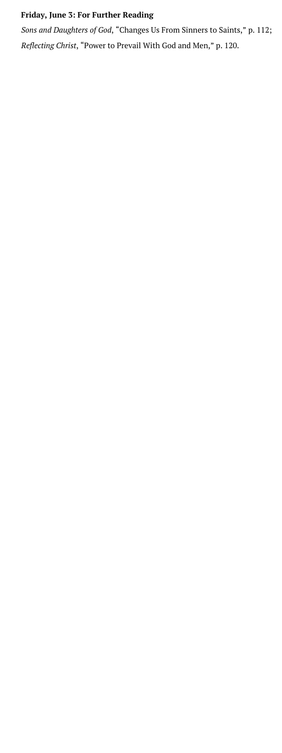**Friday, June 3: For Further Reading**

*Sons and Daughters of God*, "Changes Us From Sinners to Saints," p. 112; *Reflecting Christ*, "Power to Prevail With God and Men," p. 120.